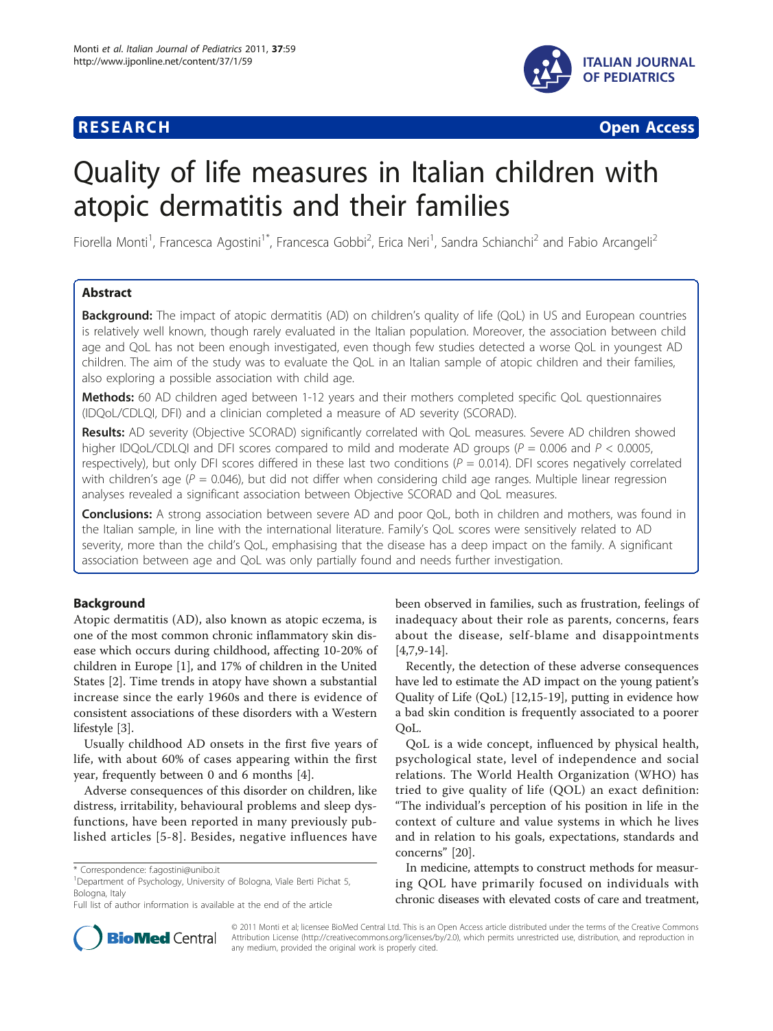**RESEARCH** **Open Access**

# Quality of life measures in Italian children with atopic dermatitis and their families

Fiorella Monti[1], Francesca Agostini[1*], Francesca Gobbi[2], Erica Neri[1], Sandra Schianchi[2] and Fabio Arcangeli[2]

## Abstract

**Background:** The impact of atopic dermatitis (AD) on children's quality of life (QoL) in US and European countries is relatively well known, though rarely evaluated in the Italian population. Moreover, the association between child age and QoL has not been enough investigated, even though few studies detected a worse QoL in youngest AD children. The aim of the study was to evaluate the QoL in an Italian sample of atopic children and their families, also exploring a possible association with child age.

**Methods:** 60 AD children aged between 1-12 years and their mothers completed specific QoL questionnaires (IDQoL/CDLQI, DFI) and a clinician completed a measure of AD severity (SCORAD).

**Results:** AD severity (Objective SCORAD) significantly correlated with QoL measures. Severe AD children showed higher IDQoL/CDLQI and DFI scores compared to mild and moderate AD groups ($P = 0.006$ and $P < 0.0005$, respectively), but only DFI scores differed in these last two conditions ($P = 0.014$). DFI scores negatively correlated with children's age ($P = 0.046$), but did not differ when considering child age ranges. Multiple linear regression analyses revealed a significant association between Objective SCORAD and QoL measures.

**Conclusions:** A strong association between severe AD and poor QoL, both in children and mothers, was found in the Italian sample, in line with the international literature. Family's QoL scores were sensitively related to AD severity, more than the child's QoL, emphasising that the disease has a deep impact on the family. A significant association between age and QoL was only partially found and needs further investigation.

## Background

Atopic dermatitis (AD), also known as atopic eczema, is one of the most common chronic inflammatory skin disease which occurs during childhood, affecting 10-20% of children in Europe [1], and 17% of children in the United States [2]. Time trends in atopy have shown a substantial increase since the early 1960s and there is evidence of consistent associations of these disorders with a Western lifestyle [3].

Usually childhood AD onsets in the first five years of life, with about 60% of cases appearing within the first year, frequently between 0 and 6 months [4].

Adverse consequences of this disorder on children, like distress, irritability, behavioural problems and sleep dysfunctions, have been reported in many previously published articles [5-8]. Besides, negative influences have been observed in families, such as frustration, feelings of inadequacy about their role as parents, concerns, fears about the disease, self-blame and disappointments [4,7,9-14].

Recently, the detection of these adverse consequences have led to estimate the AD impact on the young patient's Quality of Life (QoL) [12,15-19], putting in evidence how a bad skin condition is frequently associated to a poorer QoL.

QoL is a wide concept, influenced by physical health, psychological state, level of independence and social relations. The World Health Organization (WHO) has tried to give quality of life (QOL) an exact definition: "The individual's perception of his position in life in the context of culture and value systems in which he lives and in relation to his goals, expectations, standards and concerns" [20].

In medicine, attempts to construct methods for measuring QOL have primarily focused on individuals with chronic diseases with elevated costs of care and treatment,

\* Correspondence: f.agostini@unibo.it
[1]Department of Psychology, University of Bologna, Viale Berti Pichat 5, Bologna, Italy
Full list of author information is available at the end of the article

© 2011 Monti et al; licensee BioMed Central Ltd. This is an Open Access article distributed under the terms of the Creative Commons Attribution License (http://creativecommons.org/licenses/by/2.0), which permits unrestricted use, distribution, and reproduction in any medium, provided the original work is properly cited.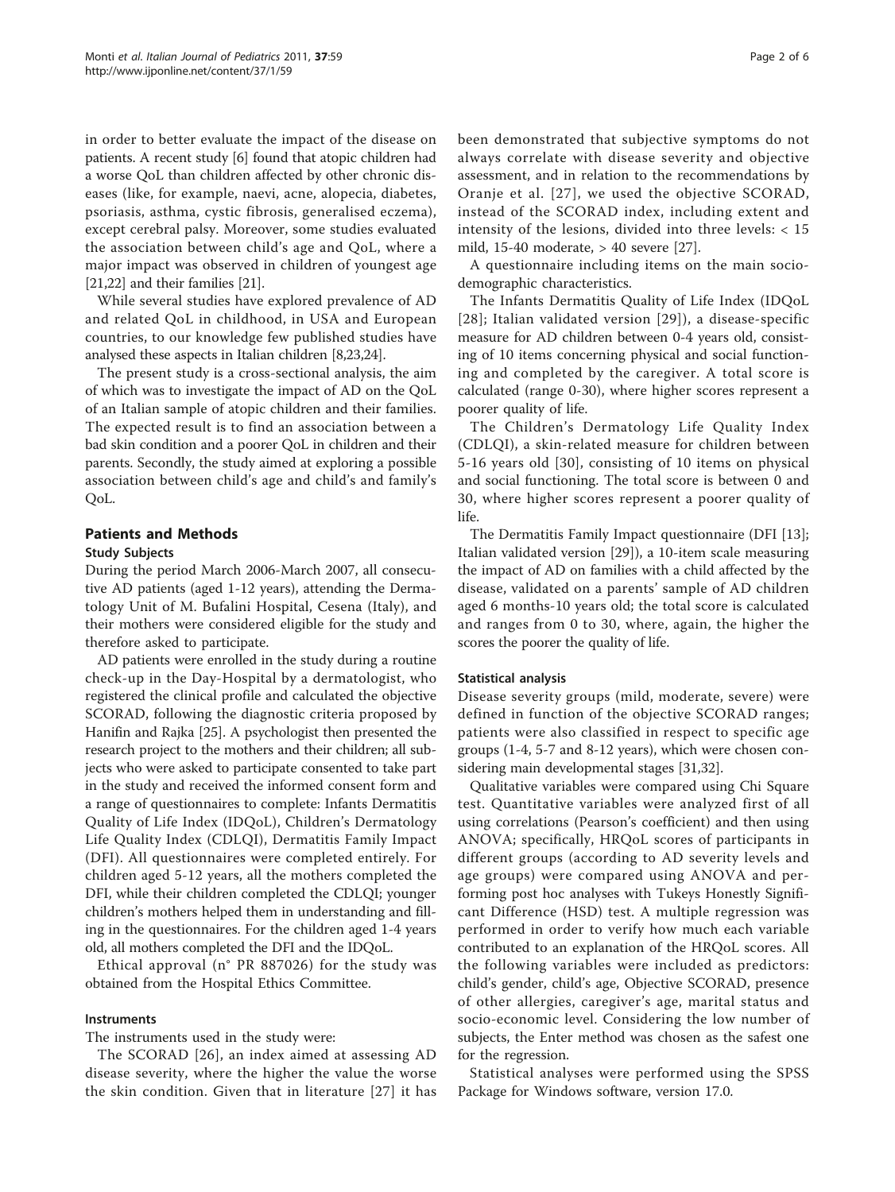in order to better evaluate the impact of the disease on patients. A recent study [6] found that atopic children had a worse QoL than children affected by other chronic diseases (like, for example, naevi, acne, alopecia, diabetes, psoriasis, asthma, cystic fibrosis, generalised eczema), except cerebral palsy. Moreover, some studies evaluated the association between child's age and QoL, where a major impact was observed in children of youngest age [21,22] and their families [21].

While several studies have explored prevalence of AD and related QoL in childhood, in USA and European countries, to our knowledge few published studies have analysed these aspects in Italian children [8,23,24].

The present study is a cross-sectional analysis, the aim of which was to investigate the impact of AD on the QoL of an Italian sample of atopic children and their families. The expected result is to find an association between a bad skin condition and a poorer QoL in children and their parents. Secondly, the study aimed at exploring a possible association between child's age and child's and family's QoL.

## Patients and Methods

### Study Subjects

During the period March 2006-March 2007, all consecutive AD patients (aged 1-12 years), attending the Dermatology Unit of M. Bufalini Hospital, Cesena (Italy), and their mothers were considered eligible for the study and therefore asked to participate.

AD patients were enrolled in the study during a routine check-up in the Day-Hospital by a dermatologist, who registered the clinical profile and calculated the objective SCORAD, following the diagnostic criteria proposed by Hanifin and Rajka [25]. A psychologist then presented the research project to the mothers and their children; all subjects who were asked to participate consented to take part in the study and received the informed consent form and a range of questionnaires to complete: Infants Dermatitis Quality of Life Index (IDQoL), Children's Dermatology Life Quality Index (CDLQI), Dermatitis Family Impact (DFI). All questionnaires were completed entirely. For children aged 5-12 years, all the mothers completed the DFI, while their children completed the CDLQI; younger children's mothers helped them in understanding and filling in the questionnaires. For the children aged 1-4 years old, all mothers completed the DFI and the IDQoL.

Ethical approval (n° PR 887026) for the study was obtained from the Hospital Ethics Committee.

### Instruments

The instruments used in the study were:

The SCORAD [26], an index aimed at assessing AD disease severity, where the higher the value the worse the skin condition. Given that in literature [27] it has been demonstrated that subjective symptoms do not always correlate with disease severity and objective assessment, and in relation to the recommendations by Oranje et al. [27], we used the objective SCORAD, instead of the SCORAD index, including extent and intensity of the lesions, divided into three levels: < 15 mild, 15-40 moderate, > 40 severe [27].

A questionnaire including items on the main socio-demographic characteristics.

The Infants Dermatitis Quality of Life Index (IDQoL [28]; Italian validated version [29]), a disease-specific measure for AD children between 0-4 years old, consisting of 10 items concerning physical and social functioning and completed by the caregiver. A total score is calculated (range 0-30), where higher scores represent a poorer quality of life.

The Children's Dermatology Life Quality Index (CDLQI), a skin-related measure for children between 5-16 years old [30], consisting of 10 items on physical and social functioning. The total score is between 0 and 30, where higher scores represent a poorer quality of life.

The Dermatitis Family Impact questionnaire (DFI [13]; Italian validated version [29]), a 10-item scale measuring the impact of AD on families with a child affected by the disease, validated on a parents' sample of AD children aged 6 months-10 years old; the total score is calculated and ranges from 0 to 30, where, again, the higher the scores the poorer the quality of life.

### Statistical analysis

Disease severity groups (mild, moderate, severe) were defined in function of the objective SCORAD ranges; patients were also classified in respect to specific age groups (1-4, 5-7 and 8-12 years), which were chosen considering main developmental stages [31,32].

Qualitative variables were compared using Chi Square test. Quantitative variables were analyzed first of all using correlations (Pearson's coefficient) and then using ANOVA; specifically, HRQoL scores of participants in different groups (according to AD severity levels and age groups) were compared using ANOVA and performing post hoc analyses with Tukeys Honestly Significant Difference (HSD) test. A multiple regression was performed in order to verify how much each variable contributed to an explanation of the HRQoL scores. All the following variables were included as predictors: child's gender, child's age, Objective SCORAD, presence of other allergies, caregiver's age, marital status and socio-economic level. Considering the low number of subjects, the Enter method was chosen as the safest one for the regression.

Statistical analyses were performed using the SPSS Package for Windows software, version 17.0.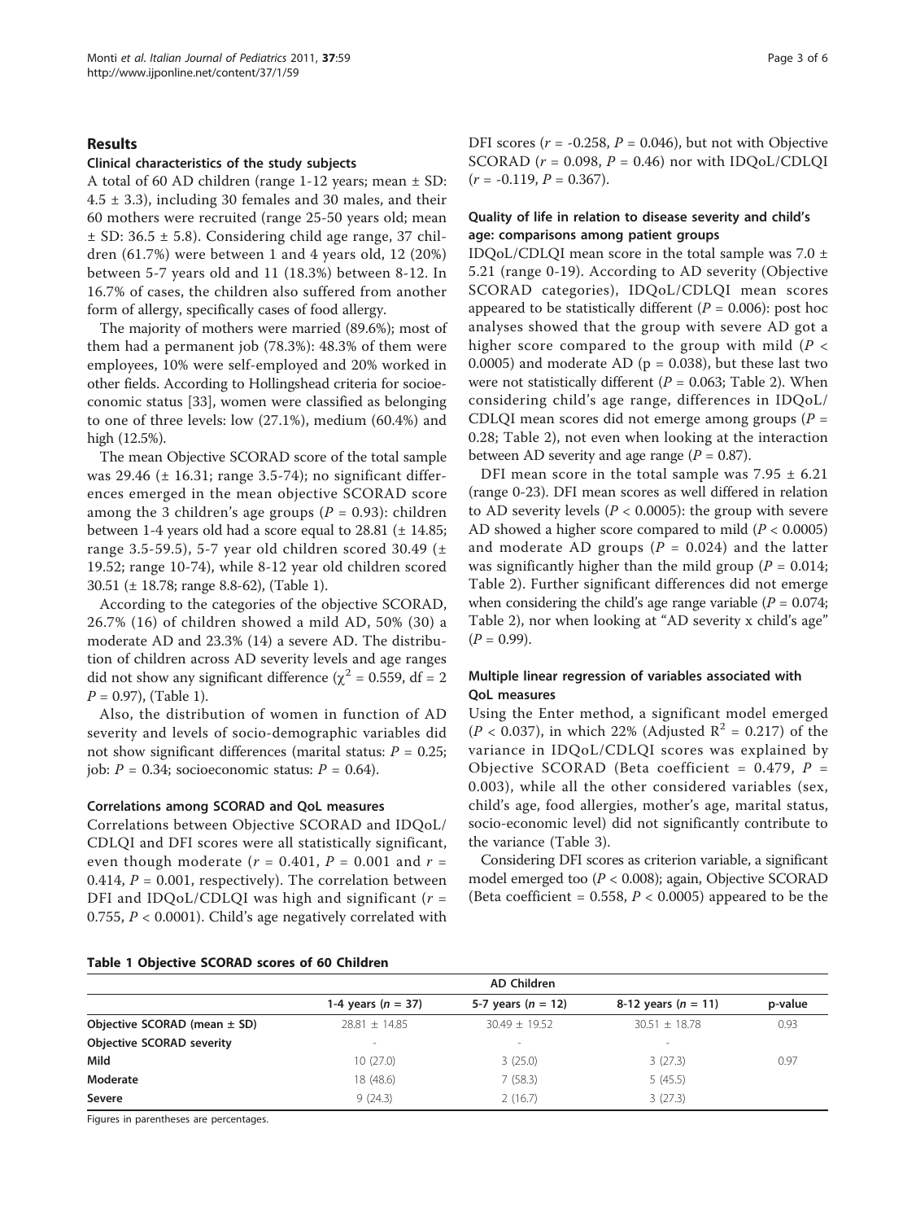## Results

### Clinical characteristics of the study subjects

A total of 60 AD children (range 1-12 years; mean ± SD: 4.5 ± 3.3), including 30 females and 30 males, and their 60 mothers were recruited (range 25-50 years old; mean ± SD: 36.5 ± 5.8). Considering child age range, 37 children (61.7%) were between 1 and 4 years old, 12 (20%) between 5-7 years old and 11 (18.3%) between 8-12. In 16.7% of cases, the children also suffered from another form of allergy, specifically cases of food allergy.

The majority of mothers were married (89.6%); most of them had a permanent job (78.3%): 48.3% of them were employees, 10% were self-employed and 20% worked in other fields. According to Hollingshead criteria for socioeconomic status [33], women were classified as belonging to one of three levels: low (27.1%), medium (60.4%) and high (12.5%).

The mean Objective SCORAD score of the total sample was 29.46 (± 16.31; range 3.5-74); no significant differences emerged in the mean objective SCORAD score among the 3 children's age groups ($P$ = 0.93): children between 1-4 years old had a score equal to 28.81 (± 14.85; range 3.5-59.5), 5-7 year old children scored 30.49 (± 19.52; range 10-74), while 8-12 year old children scored 30.51 (± 18.78; range 8.8-62), (Table 1).

According to the categories of the objective SCORAD, 26.7% (16) of children showed a mild AD, 50% (30) a moderate AD and 23.3% (14) a severe AD. The distribution of children across AD severity levels and age ranges did not show any significant difference ($\chi^2$ = 0.559, df = 2 $P$ = 0.97), (Table 1).

Also, the distribution of women in function of AD severity and levels of socio-demographic variables did not show significant differences (marital status: $P$ = 0.25; job: $P$ = 0.34; socioeconomic status: $P$ = 0.64).

### Correlations among SCORAD and QoL measures

Correlations between Objective SCORAD and IDQoL/CDLQI and DFI scores were all statistically significant, even though moderate ($r$ = 0.401, $P$ = 0.001 and $r$ = 0.414, $P$ = 0.001, respectively). The correlation between DFI and IDQoL/CDLQI was high and significant ($r$ = 0.755, $P$ < 0.0001). Child's age negatively correlated with DFI scores ($r$ = -0.258, $P$ = 0.046), but not with Objective SCORAD ($r$ = 0.098, $P$ = 0.46) nor with IDQoL/CDLQI ($r$ = -0.119, $P$ = 0.367).

### Quality of life in relation to disease severity and child's age: comparisons among patient groups

IDQoL/CDLQI mean score in the total sample was 7.0 ± 5.21 (range 0-19). According to AD severity (Objective SCORAD categories), IDQoL/CDLQI mean scores appeared to be statistically different ($P$ = 0.006): post hoc analyses showed that the group with severe AD got a higher score compared to the group with mild ($P$ < 0.0005) and moderate AD (p = 0.038), but these last two were not statistically different ($P$ = 0.063; Table 2). When considering child's age range, differences in IDQoL/CDLQI mean scores did not emerge among groups ($P$ = 0.28; Table 2), not even when looking at the interaction between AD severity and age range ($P$ = 0.87).

DFI mean score in the total sample was 7.95 ± 6.21 (range 0-23). DFI mean scores as well differed in relation to AD severity levels ($P$ < 0.0005): the group with severe AD showed a higher score compared to mild ($P$ < 0.0005) and moderate AD groups ($P$ = 0.024) and the latter was significantly higher than the mild group ($P$ = 0.014; Table 2). Further significant differences did not emerge when considering the child's age range variable ($P$ = 0.074; Table 2), nor when looking at "AD severity x child's age" ($P$ = 0.99).

### Multiple linear regression of variables associated with QoL measures

Using the Enter method, a significant model emerged ($P$ < 0.037), in which 22% (Adjusted $R^2$ = 0.217) of the variance in IDQoL/CDLQI scores was explained by Objective SCORAD (Beta coefficient = 0.479, $P$ = 0.003), while all the other considered variables (sex, child's age, food allergies, mother's age, marital status, socio-economic level) did not significantly contribute to the variance (Table 3).

Considering DFI scores as criterion variable, a significant model emerged too ($P$ < 0.008); again, Objective SCORAD (Beta coefficient = 0.558, $P$ < 0.0005) appeared to be the

**Table 1 Objective SCORAD scores of 60 Children**

| | AD Children | | | |
|---|---|---|---|---|
| | 1-4 years ($n$ = 37) | 5-7 years ($n$ = 12) | 8-12 years ($n$ = 11) | p-value |
| **Objective SCORAD (mean ± SD)** | 28.81 ± 14.85 | 30.49 ± 19.52 | 30.51 ± 18.78 | 0.93 |
| **Objective SCORAD severity** | - | - | - | |
| **Mild** | 10 (27.0) | 3 (25.0) | 3 (27.3) | 0.97 |
| **Moderate** | 18 (48.6) | 7 (58.3) | 5 (45.5) | |
| **Severe** | 9 (24.3) | 2 (16.7) | 3 (27.3) | |

Figures in parentheses are percentages.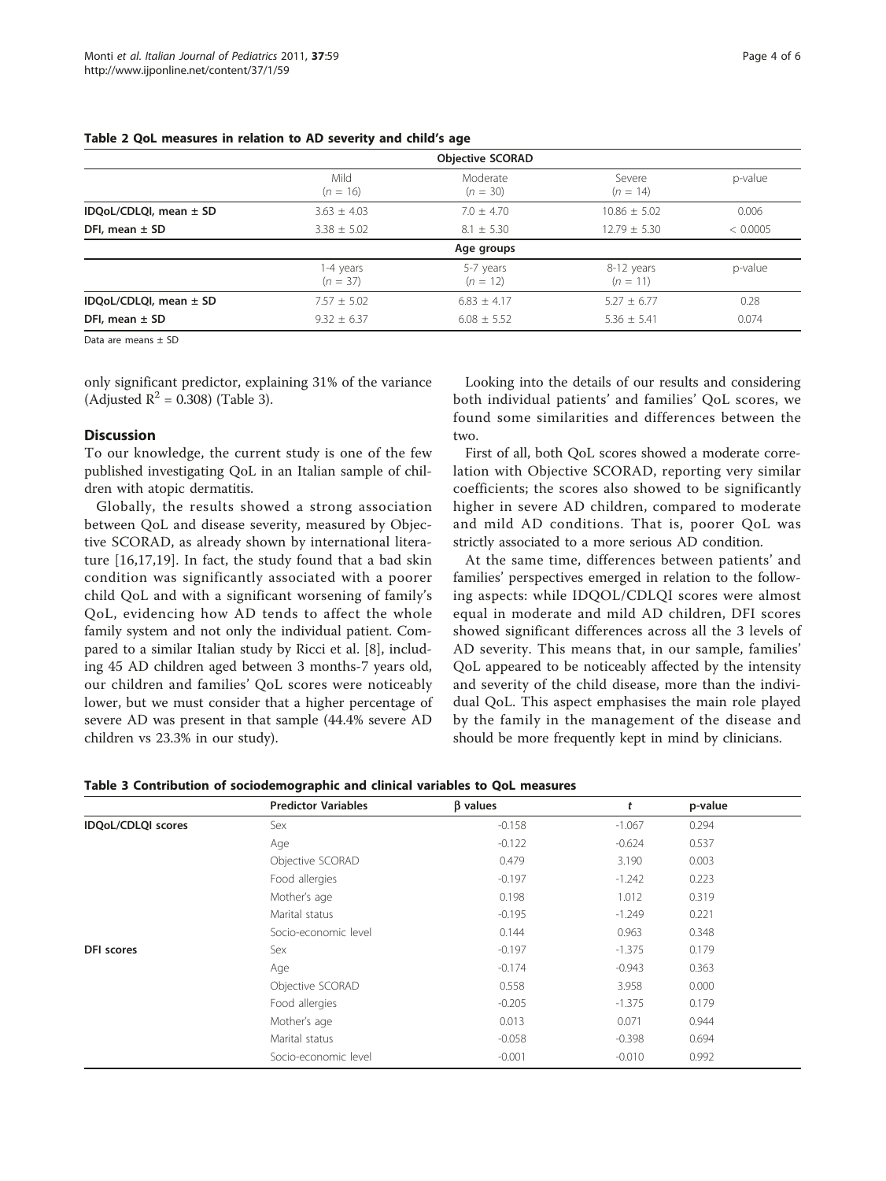**Table 2 QoL measures in relation to AD severity and child's age**

| | Objective SCORAD | | | |
|---|---|---|---|---|
| | Mild ($n$ = 16) | Moderate ($n$ = 30) | Severe ($n$ = 14) | p-value |
| **IDQoL/CDLQI, mean ± SD** | 3.63 ± 4.03 | 7.0 ± 4.70 | 10.86 ± 5.02 | 0.006 |
| **DFI, mean ± SD** | 3.38 ± 5.02 | 8.1 ± 5.30 | 12.79 ± 5.30 | < 0.0005 |
| | **Age groups** | | | |
| | 1-4 years ($n$ = 37) | 5-7 years ($n$ = 12) | 8-12 years ($n$ = 11) | p-value |
| **IDQoL/CDLQI, mean ± SD** | 7.57 ± 5.02 | 6.83 ± 4.17 | 5.27 ± 6.77 | 0.28 |
| **DFI, mean ± SD** | 9.32 ± 6.37 | 6.08 ± 5.52 | 5.36 ± 5.41 | 0.074 |

Data are means ± SD

only significant predictor, explaining 31% of the variance (Adjusted $R^2$ = 0.308) (Table 3).

## Discussion

To our knowledge, the current study is one of the few published investigating QoL in an Italian sample of children with atopic dermatitis.

Globally, the results showed a strong association between QoL and disease severity, measured by Objective SCORAD, as already shown by international literature [16,17,19]. In fact, the study found that a bad skin condition was significantly associated with a poorer child QoL and with a significant worsening of family's QoL, evidencing how AD tends to affect the whole family system and not only the individual patient. Compared to a similar Italian study by Ricci et al. [8], including 45 AD children aged between 3 months-7 years old, our children and families' QoL scores were noticeably lower, but we must consider that a higher percentage of severe AD was present in that sample (44.4% severe AD children vs 23.3% in our study).

Looking into the details of our results and considering both individual patients' and families' QoL scores, we found some similarities and differences between the two.

First of all, both QoL scores showed a moderate correlation with Objective SCORAD, reporting very similar coefficients; the scores also showed to be significantly higher in severe AD children, compared to moderate and mild AD conditions. That is, poorer QoL was strictly associated to a more serious AD condition.

At the same time, differences between patients' and families' perspectives emerged in relation to the following aspects: while IDQOL/CDLQI scores were almost equal in moderate and mild AD children, DFI scores showed significant differences across all the 3 levels of AD severity. This means that, in our sample, families' QoL appeared to be noticeably affected by the intensity and severity of the child disease, more than the individual QoL. This aspect emphasises the main role played by the family in the management of the disease and should be more frequently kept in mind by clinicians.

**Table 3 Contribution of sociodemographic and clinical variables to QoL measures**

| | Predictor Variables | β values | $t$ | p-value |
|---|---|---|---|---|
| **IDQoL/CDLQI scores** | Sex | -0.158 | -1.067 | 0.294 |
| | Age | -0.122 | -0.624 | 0.537 |
| | Objective SCORAD | 0.479 | 3.190 | 0.003 |
| | Food allergies | -0.197 | -1.242 | 0.223 |
| | Mother's age | 0.198 | 1.012 | 0.319 |
| | Marital status | -0.195 | -1.249 | 0.221 |
| | Socio-economic level | 0.144 | 0.963 | 0.348 |
| **DFI scores** | Sex | -0.197 | -1.375 | 0.179 |
| | Age | -0.174 | -0.943 | 0.363 |
| | Objective SCORAD | 0.558 | 3.958 | 0.000 |
| | Food allergies | -0.205 | -1.375 | 0.179 |
| | Mother's age | 0.013 | 0.071 | 0.944 |
| | Marital status | -0.058 | -0.398 | 0.694 |
| | Socio-economic level | -0.001 | -0.010 | 0.992 |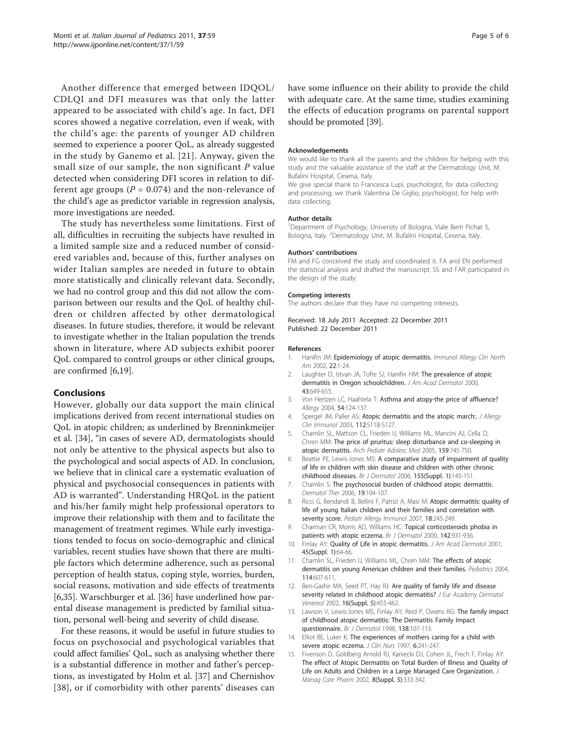Another difference that emerged between IDQOL/CDLQI and DFI measures was that only the latter appeared to be associated with child's age. In fact, DFI scores showed a negative correlation, even if weak, with the child's age: the parents of younger AD children seemed to experience a poorer QoL, as already suggested in the study by Ganemo et al. [21]. Anyway, given the small size of our sample, the non significant *P* value detected when considering DFI scores in relation to different age groups ($P = 0.074$) and the non-relevance of the child's age as predictor variable in regression analysis, more investigations are needed.

The study has nevertheless some limitations. First of all, difficulties in recruiting the subjects have resulted in a limited sample size and a reduced number of considered variables and, because of this, further analyses on wider Italian samples are needed in future to obtain more statistically and clinically relevant data. Secondly, we had no control group and this did not allow the comparison between our results and the QoL of healthy children or children affected by other dermatological diseases. In future studies, therefore, it would be relevant to investigate whether in the Italian population the trends shown in literature, where AD subjects exhibit poorer QoL compared to control groups or other clinical groups, are confirmed [6,19].

## Conclusions

However, globally our data support the main clinical implications derived from recent international studies on QoL in atopic children; as underlined by Brenninkmeijer et al. [34], "in cases of severe AD, dermatologists should not only be attentive to the physical aspects but also to the psychological and social aspects of AD. In conclusion, we believe that in clinical care a systematic evaluation of physical and psychosocial consequences in patients with AD is warranted". Understanding HRQoL in the patient and his/her family might help professional operators to improve their relationship with them and to facilitate the management of treatment regimes. While early investigations tended to focus on socio-demographic and clinical variables, recent studies have shown that there are multiple factors which determine adherence, such as personal perception of health status, coping style, worries, burden, social reasons, motivation and side effects of treatments [6,35]. Warschburger et al. [36] have underlined how parental disease management is predicted by familial situation, personal well-being and severity of child disease.

For these reasons, it would be useful in future studies to focus on psychosocial and psychological variables that could affect families' QoL, such as analysing whether there is a substantial difference in mother and father's perceptions, as investigated by Holm et al. [37] and Chernishov [38], or if comorbidity with other parents' diseases can have some influence on their ability to provide the child with adequate care. At the same time, studies examining the effects of education programs on parental support should be promoted [39].

#### Acknowledgements

We would like to thank all the parents and the children for helping with this study and the valuable assistance of the staff at the Dermatology Unit, M. Bufalini Hospital, Cesena, Italy.

We give special thank to Francesca Lupi, psychologist, for data collecting and processing; we thank Valentina De Giglio, psychologist, for help with data collecting.

#### Author details

[1]Department of Psychology, University of Bologna, Viale Berti Pichat 5, Bologna, Italy. [2]Dermatology Unit, M. Bufalini Hospital, Cesena, Italy.

#### Authors' contributions

FM and FG conceived the study and coordinated it. FA and EN performed the statistical analysis and drafted the manuscript. SS and FAR participated in the design of the study.

#### Competing interests

The authors declare that they have no competing interests.

Received: 18 July 2011 Accepted: 22 December 2011
Published: 22 December 2011

#### References

1. Hanifin JM: **Epidemiology of atopic dermatitis.** *Immunol Allergy Clin North Am* 2002, **22**:1-24.
2. Laughter D, Istvan JA, Tofte SJ, Hanifin HM: **The prevalence of atopic dermatitis in Oregon schoolchildren.** *J Am Acad Dermatol* 2000, **43**:649-655.
3. Von Hertzen LC, Haahtela T: **Asthma and atopy-the price of affluence?** *Allergy* 2004, **54**:124-137.
4. Spergel JM, Paller AS: **Atopic dermatitis and the atopic march:.** *J Allergy Clin Immunol* 2003, **112**:S118-S127.
5. Chamlin SL, Mattson CL, Frieden IJ, Williams ML, Mancini AJ, Cella D, Chren MM: **The price of pruritus: sleep disturbance and co-sleeping in atopic dermatitis.** *Arch Pediatr Adolesc Med* 2005, **159**:745-750.
6. Beattie PE, Lewis-Jones MS: **A comparative study of impairment of quality of life in children with skin disease and children with other chronic childhood diseases.** *Br J Dermatol* 2006, **155(Suppl. 1)**:145-151.
7. Chamlin S: **The psychosocial burden of childhood atopic dermatitis.** *Dermatol Ther* 2006, **19**:104-107.
8. Ricci G, Bendandi B, Bellini F, Patrizi A, Masi M: **Atopic dermatitis: quality of life of young Italian children and their families and correlation with severity score.** *Pediatr Allergy Immunol* 2007, **18**:245-249.
9. Charman CR, Morris AD, Williams HC: **Topical corticosteroids phobia in patients with atopic eczema.** *Br J Dermatol* 2000, **142**:931-936.
10. Finlay AY: **Quality of Life in atopic dermatitis.** *J Am Acad Dermatol* 2001, **45(Suppl. 1)**:64-66.
11. Chamlin SL, Frieden IJ, Williams ML, Chren MM: **The effects of atopic dermatitis on young American children and their families.** *Pediatrics* 2004, **114**:607-611.
12. Ben-Gashir MA, Seed PT, Hay RJ: **Are quality of family life and disease severity related in childhood atopic dermatitis?** *J Eur Academy Dermatol Venereol* 2002, **16(Suppl. 5)**:455-462.
13. Lawson V, Lewis-Jones MS, Finlay AY, Reid P, Owens RG: **The family impact of childhood atopic dermatitis: The Dermatitis Family Impact questionnaire.** *Br J Dermatol* 1998, **138**:107-113.
14. Elliot BE, Luker K: **The experiences of mothers caring for a child with severe atopic eczema.** *J Clin Nurs* 1997, **6**:241-247.
15. Fivenson D, Goldberg Arnold RJ, Kaniecki DJ, Cohen JL, Frech F, Finlay AY: **The effect of Atopic Dermatitis on Total Burden of Illness and Quality of Life on Adults and Children in a Large Managed Care Organization.** *J Manag Care Pharm* 2002, **8(Suppl. 5)**:333-342.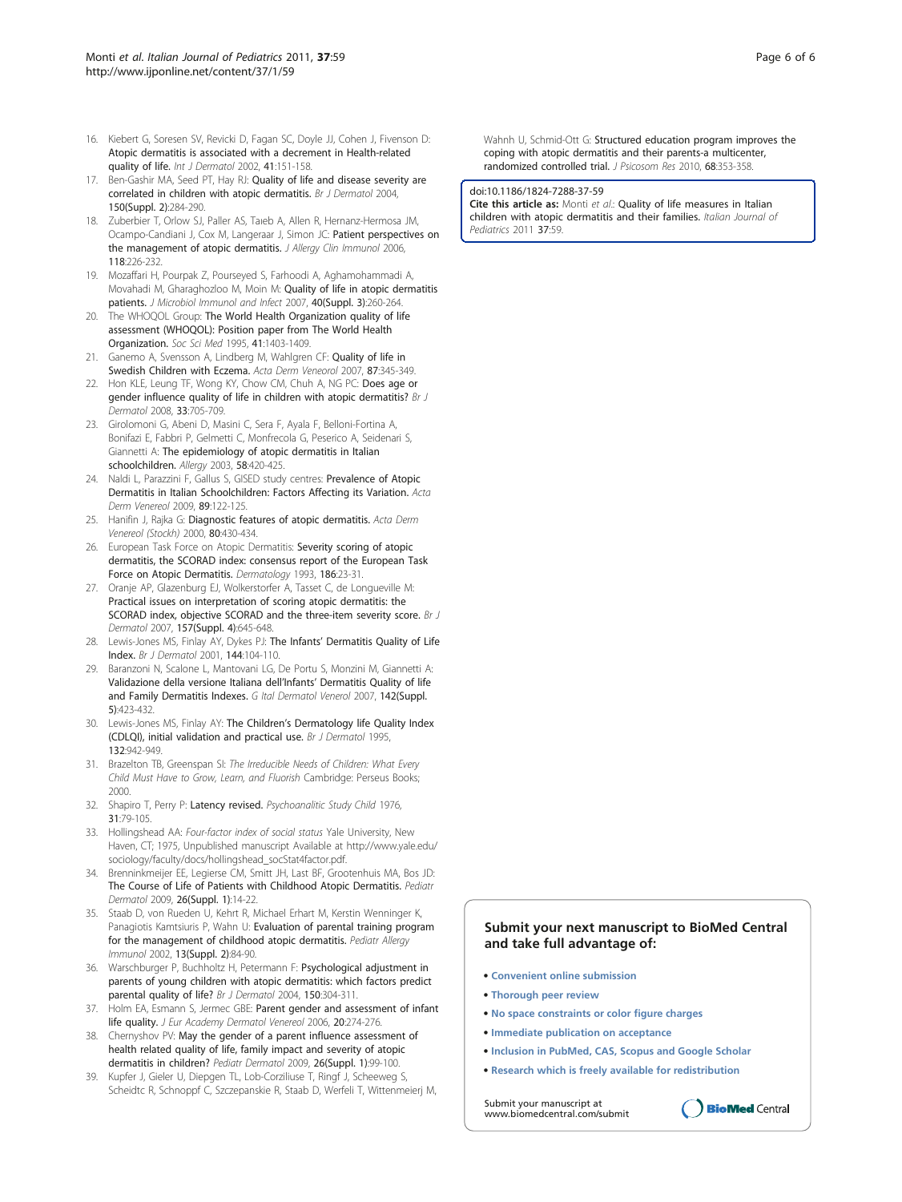16. Kiebert G, Soresen SV, Revicki D, Fagan SC, Doyle JJ, Cohen J, Fivenson D: Atopic dermatitis is associated with a decrement in Health-related quality of life. *Int J Dermatol* 2002, **41**:151-158.
17. Ben-Gashir MA, Seed PT, Hay RJ: Quality of life and disease severity are correlated in children with atopic dermatitis. *Br J Dermatol* 2004, **150(Suppl. 2)**:284-290.
18. Zuberbier T, Orlow SJ, Paller AS, Taieb A, Allen R, Hernanz-Hermosa JM, Ocampo-Candiani J, Cox M, Langeraar J, Simon JC: Patient perspectives on the management of atopic dermatitis. *J Allergy Clin Immunol* 2006, **118**:226-232.
19. Mozaffari H, Pourpak Z, Pourseyed S, Farhoodi A, Aghamohammadi A, Movahadi M, Gharagholoo M, Moin M: Quality of life in atopic dermatitis patients. *J Microbiol Immunol and Infect* 2007, **40(Suppl. 3)**:260-264.
20. The WHOQOL Group: The World Health Organization quality of life assessment (WHOQOL): Position paper from The World Health Organization. *Soc Sci Med* 1995, **41**:1403-1409.
21. Ganemo A, Svensson A, Lindberg M, Wahlgren CF: Quality of life in Swedish Children with Eczema. *Acta Derm Veneorol* 2007, **87**:345-349.
22. Hon KLE, Leung TF, Wong KY, Chow CM, Chuh A, NG PC: Does age or gender influence quality of life in children with atopic dermatitis? *Br J Dermatol* 2008, **33**:705-709.
23. Girolomoni G, Abeni D, Masini C, Sera F, Ayala F, Belloni-Fortina A, Bonifazi E, Fabbri P, Gelmetti C, Monfrecola G, Peserico A, Seidenari S, Giannetti A: The epidemiology of atopic dermatitis in Italian schoolchildren. *Allergy* 2003, **58**:420-425.
24. Naldi L, Parazzini F, Gallus S, GISED study centres: Prevalence of Atopic Dermatitis in Italian Schoolchildren: Factors Affecting its Variation. *Acta Derm Venereol* 2009, **89**:122-125.
25. Hanifin J, Rajka G: Diagnostic features of atopic dermatitis. *Acta Derm Venereol (Stockh)* 2000, **80**:430-434.
26. European Task Force on Atopic Dermatitis: Severity scoring of atopic dermatitis, the SCORAD index: consensus report of the European Task Force on Atopic Dermatitis. *Dermatology* 1993, **186**:23-31.
27. Oranje AP, Glazenburg EJ, Wolkerstorfer A, Tasset C, de Longueville M: Practical issues on interpretation of scoring atopic dermatitis: the SCORAD index, objective SCORAD and the three-item severity score. *Br J Dermatol* 2007, **157(Suppl. 4)**:645-648.
28. Lewis-Jones MS, Finlay AY, Dykes PJ: The Infants' Dermatitis Quality of Life Index. *Br J Dermatol* 2001, **144**:104-110.
29. Baranzoni N, Scalone L, Mantovani LG, De Portu S, Monzini M, Giannetti A: Validazione della versione Italiana dell'Infants' Dermatitis Quality of life and Family Dermatitis Indexes. *G Ital Dermatol Venerol* 2007, **142(Suppl. 5)**:423-432.
30. Lewis-Jones MS, Finlay AY: The Children's Dermatology life Quality Index (CDLQI), initial validation and practical use. *Br J Dermatol* 1995, **132**:942-949.
31. Brazelton TB, Greenspan SI: *The Irreducible Needs of Children: What Every Child Must Have to Grow, Learn, and Flourish* Cambridge: Perseus Books; 2000.
32. Shapiro T, Perry P: Latency revised. *Psychoanalitic Study Child* 1976, **31**:79-105.
33. Hollingshead AA: *Four-factor index of social status* Yale University, New Haven, CT; 1975, Unpublished manuscript Available at http://www.yale.edu/sociology/faculty/docs/hollingshead_socStat4factor.pdf.
34. Brenninkmeijer EE, Legierse CM, Smitt JH, Last BF, Grootenhuis MA, Bos JD: The Course of Life of Patients with Childhood Atopic Dermatitis. *Pediatr Dermatol* 2009, **26(Suppl. 1)**:14-22.
35. Staab D, von Rueden U, Kehrt R, Michael Erhart M, Kerstin Wenninger K, Panagiotis Kamtsiuris P, Wahn U: Evaluation of parental training program for the management of childhood atopic dermatitis. *Pediatr Allergy Immunol* 2002, **13(Suppl. 2)**:84-90.
36. Warschburger P, Buchholtz H, Petermann F: Psychological adjustment in parents of young children with atopic dermatitis: which factors predict parental quality of life? *Br J Dermatol* 2004, **150**:304-311.
37. Holm EA, Esmann S, Jermec GBE: Parent gender and assessment of infant life quality. *J Eur Academy Dermatol Venereol* 2006, **20**:274-276.
38. Chernyshov PV: May the gender of a parent influence assessment of health related quality of life, family impact and severity of atopic dermatitis in children? *Pediatr Dermatol* 2009, **26(Suppl. 1)**:99-100.
39. Kupfer J, Gieler U, Diepgen TL, Lob-Corziliuse T, Ringf J, Scheeweg S, Scheidtc R, Schnoppf C, Szczepanskie R, Staab D, Werfeli T, Wittenmeierj M, Wahnh U, Schmid-Ott G: Structured education program improves the coping with atopic dermatitis and their parents-a multicenter, randomized controlled trial. *J Psicosom Res* 2010, **68**:353-358.

doi:10.1186/1824-7288-37-59

**Cite this article as:** Monti *et al.*: Quality of life measures in Italian children with atopic dermatitis and their families. *Italian Journal of Pediatrics* 2011 **37**:59.

**Submit your next manuscript to BioMed Central and take full advantage of:**

- **Convenient online submission**
- **Thorough peer review**
- **No space constraints or color figure charges**
- **Immediate publication on acceptance**
- **Inclusion in PubMed, CAS, Scopus and Google Scholar**
- **Research which is freely available for redistribution**

Submit your manuscript at www.biomedcentral.com/submit

BioMed Central